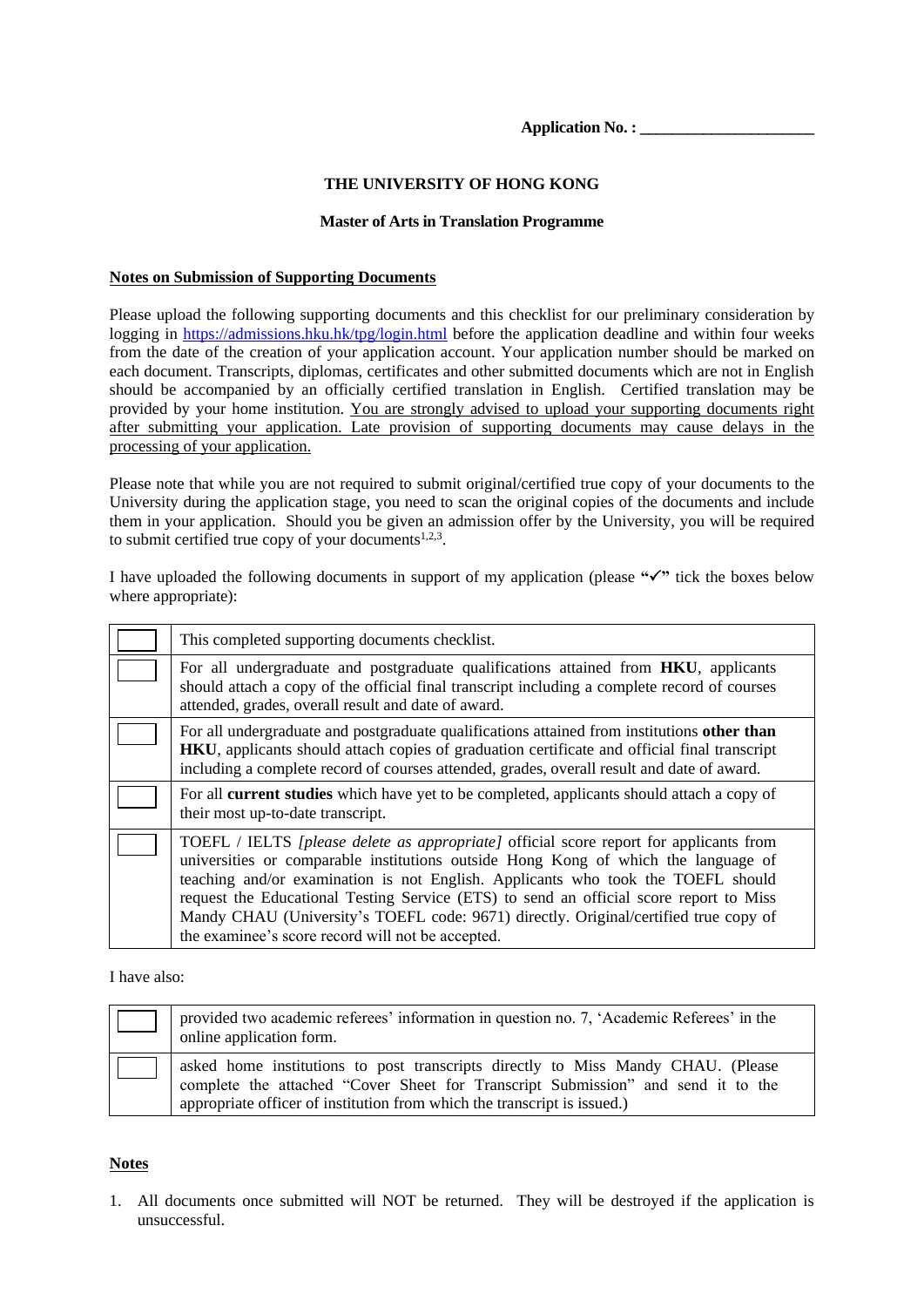**Application No. : \_\_\_\_\_\_\_\_\_\_\_\_\_\_\_\_\_\_\_\_\_\_**

# THE UNIVERSITY OF HONG KONG

## Master of Arts in Translation Programme

### Notes on Submission of Supporting Documents

Please upload the following supporting documents and this checklist for our preliminary consideration by logging in https://admissions.hku.hk/tpg/login.html before the application deadline and within four weeks from the date of the creation of your application account. Your application number should be marked on each document. Transcripts, diplomas, certificates and other submitted documents which are not in English should be accompanied by an officially certified translation in English. Certified translation may be provided by your home institution. You are strongly advised to upload your supporting documents right after submitting your application. Late provision of supporting documents may cause delays in the processing of your application.

Please note that while you are not required to submit original/certified true copy of your documents to the University during the application stage, you need to scan the original copies of the documents and include them in your application. Should you be given an admission offer by the University, you will be required to submit certified true copy of your documents[1,2,3].

I have uploaded the following documents in support of my application (please **"✓"** tick the boxes below where appropriate):

| | |
|---|---|
| ☐ | This completed supporting documents checklist. |
| ☐ | For all undergraduate and postgraduate qualifications attained from **HKU**, applicants should attach a copy of the official final transcript including a complete record of courses attended, grades, overall result and date of award. |
| ☐ | For all undergraduate and postgraduate qualifications attained from institutions **other than HKU**, applicants should attach copies of graduation certificate and official final transcript including a complete record of courses attended, grades, overall result and date of award. |
| ☐ | For all **current studies** which have yet to be completed, applicants should attach a copy of their most up-to-date transcript. |
| ☐ | TOEFL / IELTS *[please delete as appropriate]* official score report for applicants from universities or comparable institutions outside Hong Kong of which the language of teaching and/or examination is not English. Applicants who took the TOEFL should request the Educational Testing Service (ETS) to send an official score report to Miss Mandy CHAU (University's TOEFL code: 9671) directly. Original/certified true copy of the examinee's score record will not be accepted. |

I have also:

| | |
|---|---|
| ☐ | provided two academic referees' information in question no. 7, 'Academic Referees' in the online application form. |
| ☐ | asked home institutions to post transcripts directly to Miss Mandy CHAU. (Please complete the attached "Cover Sheet for Transcript Submission" and send it to the appropriate officer of institution from which the transcript is issued.) |

### Notes

1. All documents once submitted will NOT be returned. They will be destroyed if the application is unsuccessful.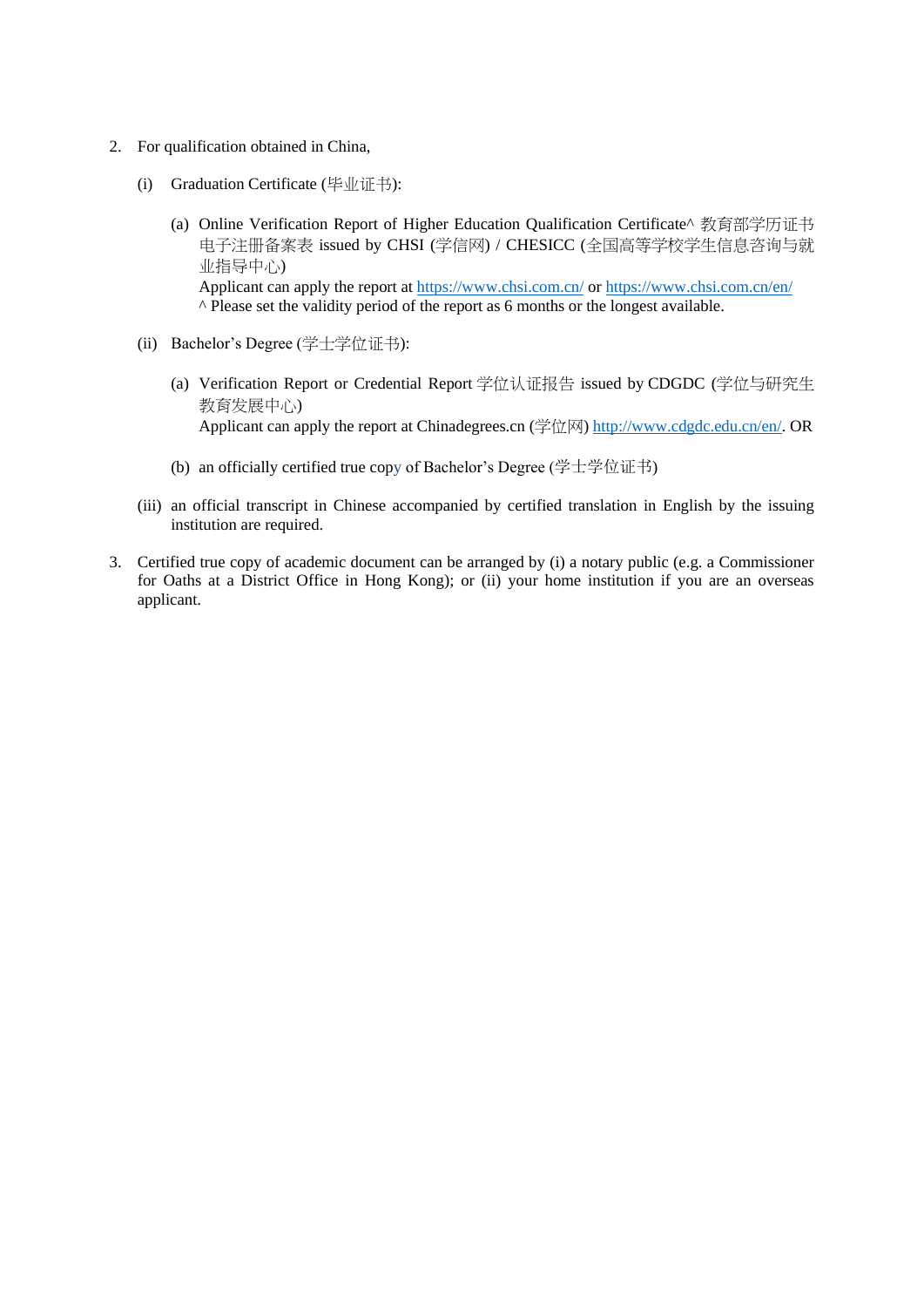2. For qualification obtained in China,

   (i) Graduation Certificate (毕业证书):

      (a) Online Verification Report of Higher Education Qualification Certificate^ 教育部学历证书电子注册备案表 issued by CHSI (学信网) / CHESICC (全国高等学校学生信息咨询与就业指导中心)
      Applicant can apply the report at https://www.chsi.com.cn/ or https://www.chsi.com.cn/en/
      ^ Please set the validity period of the report as 6 months or the longest available.

   (ii) Bachelor's Degree (学士学位证书):

      (a) Verification Report or Credential Report 学位认证报告 issued by CDGDC (学位与研究生教育发展中心)
      Applicant can apply the report at Chinadegrees.cn (学位网) http://www.cdgdc.edu.cn/en/. OR

      (b) an officially certified true copy of Bachelor's Degree (学士学位证书)

   (iii) an official transcript in Chinese accompanied by certified translation in English by the issuing institution are required.

3. Certified true copy of academic document can be arranged by (i) a notary public (e.g. a Commissioner for Oaths at a District Office in Hong Kong); or (ii) your home institution if you are an overseas applicant.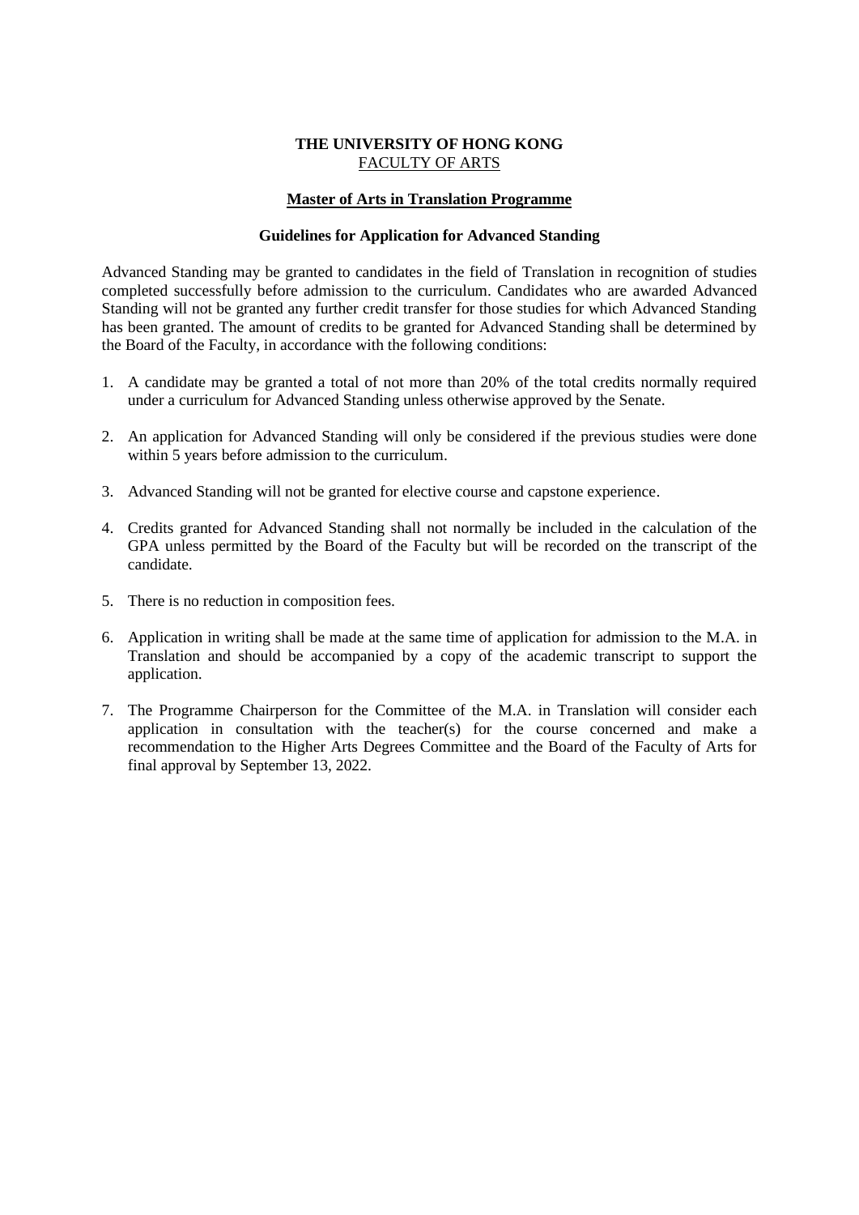**THE UNIVERSITY OF HONG KONG**
FACULTY OF ARTS

**Master of Arts in Translation Programme**

**Guidelines for Application for Advanced Standing**

Advanced Standing may be granted to candidates in the field of Translation in recognition of studies completed successfully before admission to the curriculum. Candidates who are awarded Advanced Standing will not be granted any further credit transfer for those studies for which Advanced Standing has been granted. The amount of credits to be granted for Advanced Standing shall be determined by the Board of the Faculty, in accordance with the following conditions:

1. A candidate may be granted a total of not more than 20% of the total credits normally required under a curriculum for Advanced Standing unless otherwise approved by the Senate.
2. An application for Advanced Standing will only be considered if the previous studies were done within 5 years before admission to the curriculum.
3. Advanced Standing will not be granted for elective course and capstone experience.
4. Credits granted for Advanced Standing shall not normally be included in the calculation of the GPA unless permitted by the Board of the Faculty but will be recorded on the transcript of the candidate.
5. There is no reduction in composition fees.
6. Application in writing shall be made at the same time of application for admission to the M.A. in Translation and should be accompanied by a copy of the academic transcript to support the application.
7. The Programme Chairperson for the Committee of the M.A. in Translation will consider each application in consultation with the teacher(s) for the course concerned and make a recommendation to the Higher Arts Degrees Committee and the Board of the Faculty of Arts for final approval by September 13, 2022.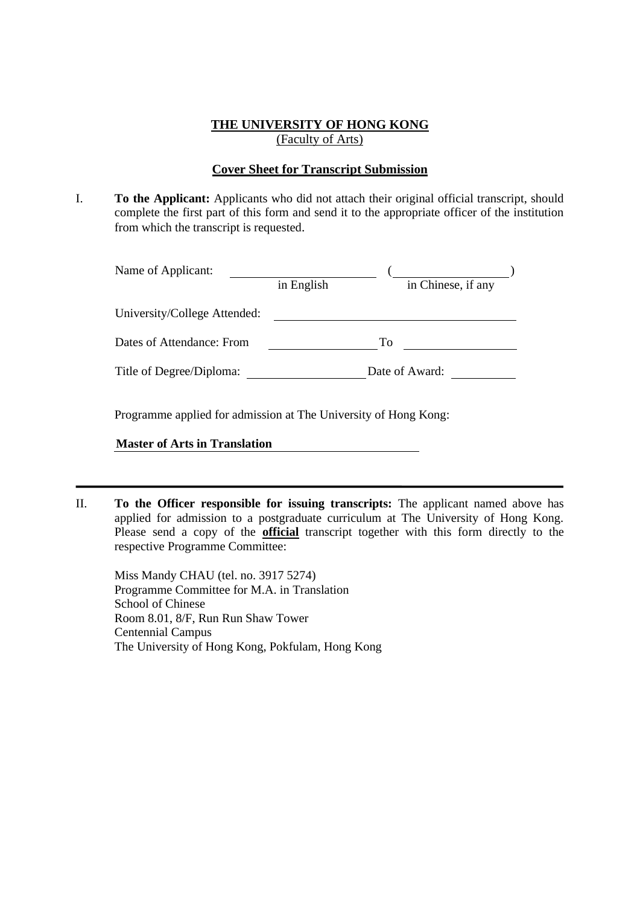**THE UNIVERSITY OF HONG KONG**
(Faculty of Arts)

**Cover Sheet for Transcript Submission**

I. **To the Applicant:** Applicants who did not attach their original official transcript, should complete the first part of this form and send it to the appropriate officer of the institution from which the transcript is requested.

Name of Applicant: ________________________ (__________________)
in English in Chinese, if any

University/College Attended: ________________________________________

Dates of Attendance: From __________________ To __________________

Title of Degree/Diploma: ____________________ Date of Award: __________

Programme applied for admission at The University of Hong Kong:

**Master of Arts in Translation**

---

II. **To the Officer responsible for issuing transcripts:** The applicant named above has applied for admission to a postgraduate curriculum at The University of Hong Kong. Please send a copy of the **official** transcript together with this form directly to the respective Programme Committee:

Miss Mandy CHAU (tel. no. 3917 5274)
Programme Committee for M.A. in Translation
School of Chinese
Room 8.01, 8/F, Run Run Shaw Tower
Centennial Campus
The University of Hong Kong, Pokfulam, Hong Kong